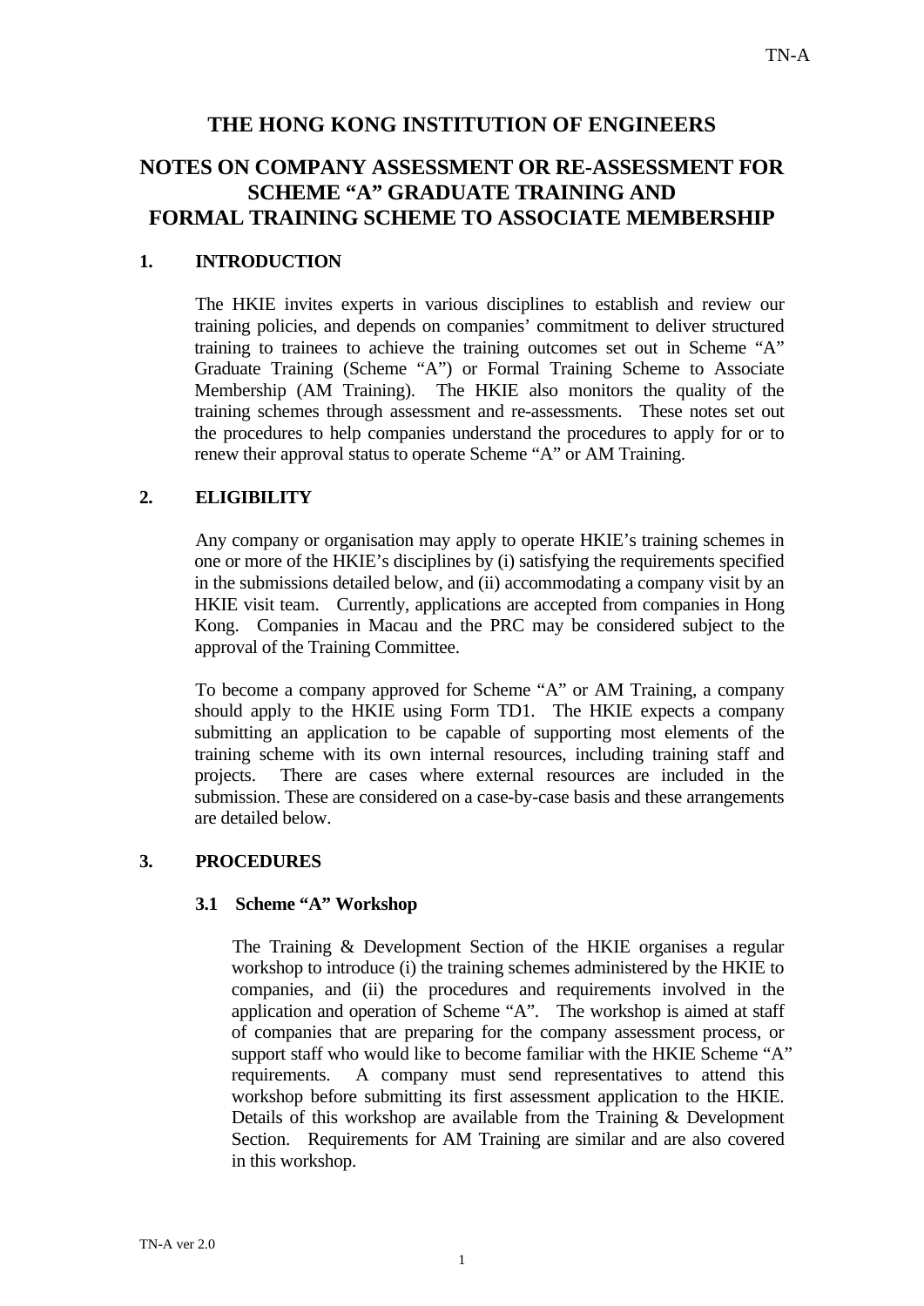# THE HONG KONG INSTITUTION OF ENGINEERS

## NOTES ON COMPANY ASSESSMENT OR RE-ASSESSMENT FOR SCHEME "A" GRADUATE TRAINING AND FORMAL TRAINING SCHEME TO ASSOCIATE MEMBERSHIP

### 1. INTRODUCTION

The HKIE invites experts in various disciplines to establish and review our training policies, and depends on companies' commitment to deliver structured training to trainees to achieve the training outcomes set out in Scheme "A" Graduate Training (Scheme "A") or Formal Training Scheme to Associate Membership (AM Training). The HKIE also monitors the quality of the training schemes through assessment and re-assessments. These notes set out the procedures to help companies understand the procedures to apply for or to renew their approval status to operate Scheme "A" or AM Training.

### 2. ELIGIBILITY

Any company or organisation may apply to operate HKIE's training schemes in one or more of the HKIE's disciplines by (i) satisfying the requirements specified in the submissions detailed below, and (ii) accommodating a company visit by an HKIE visit team. Currently, applications are accepted from companies in Hong Kong. Companies in Macau and the PRC may be considered subject to the approval of the Training Committee.

To become a company approved for Scheme "A" or AM Training, a company should apply to the HKIE using Form TD1. The HKIE expects a company submitting an application to be capable of supporting most elements of the training scheme with its own internal resources, including training staff and projects. There are cases where external resources are included in the submission. These are considered on a case-by-case basis and these arrangements are detailed below.

### 3. PROCEDURES

#### 3.1 Scheme "A" Workshop

The Training & Development Section of the HKIE organises a regular workshop to introduce (i) the training schemes administered by the HKIE to companies, and (ii) the procedures and requirements involved in the application and operation of Scheme "A". The workshop is aimed at staff of companies that are preparing for the company assessment process, or support staff who would like to become familiar with the HKIE Scheme "A" requirements. A company must send representatives to attend this workshop before submitting its first assessment application to the HKIE. Details of this workshop are available from the Training & Development Section. Requirements for AM Training are similar and are also covered in this workshop.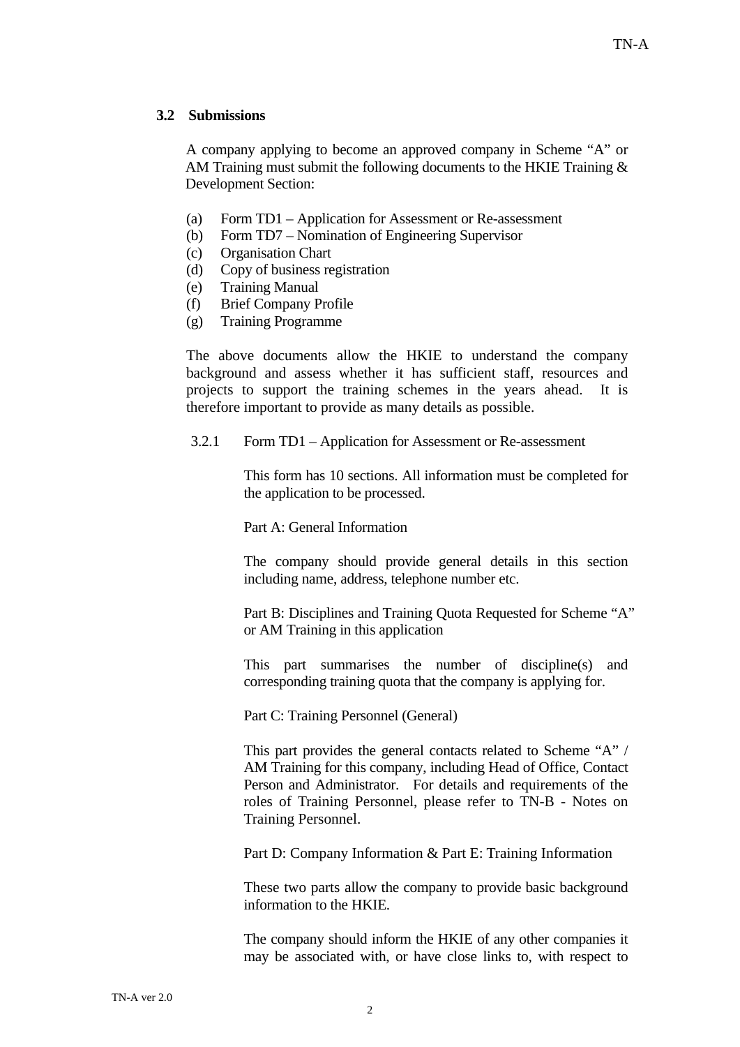### 3.2 Submissions

A company applying to become an approved company in Scheme "A" or AM Training must submit the following documents to the HKIE Training & Development Section:

(a) Form TD1 – Application for Assessment or Re-assessment
(b) Form TD7 – Nomination of Engineering Supervisor
(c) Organisation Chart
(d) Copy of business registration
(e) Training Manual
(f) Brief Company Profile
(g) Training Programme

The above documents allow the HKIE to understand the company background and assess whether it has sufficient staff, resources and projects to support the training schemes in the years ahead. It is therefore important to provide as many details as possible.

#### 3.2.1 Form TD1 – Application for Assessment or Re-assessment

This form has 10 sections. All information must be completed for the application to be processed.

Part A: General Information

The company should provide general details in this section including name, address, telephone number etc.

Part B: Disciplines and Training Quota Requested for Scheme "A" or AM Training in this application

This part summarises the number of discipline(s) and corresponding training quota that the company is applying for.

Part C: Training Personnel (General)

This part provides the general contacts related to Scheme "A" / AM Training for this company, including Head of Office, Contact Person and Administrator. For details and requirements of the roles of Training Personnel, please refer to TN-B - Notes on Training Personnel.

Part D: Company Information & Part E: Training Information

These two parts allow the company to provide basic background information to the HKIE.

The company should inform the HKIE of any other companies it may be associated with, or have close links to, with respect to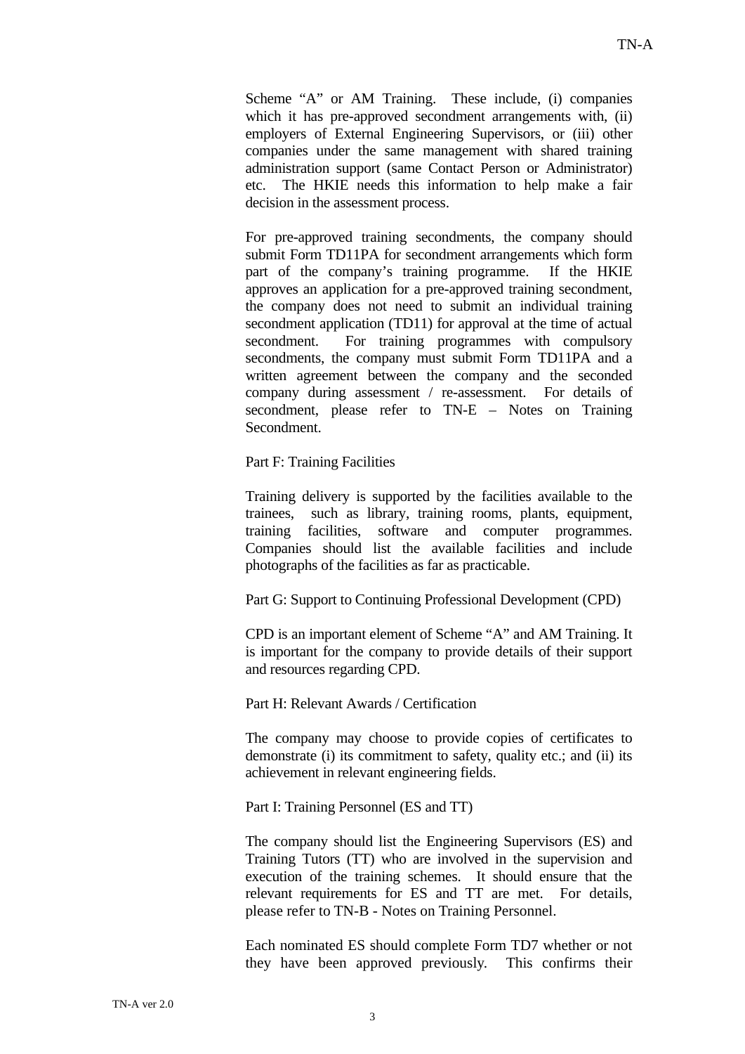Scheme "A" or AM Training. These include, (i) companies which it has pre-approved secondment arrangements with, (ii) employers of External Engineering Supervisors, or (iii) other companies under the same management with shared training administration support (same Contact Person or Administrator) etc. The HKIE needs this information to help make a fair decision in the assessment process.

For pre-approved training secondments, the company should submit Form TD11PA for secondment arrangements which form part of the company's training programme. If the HKIE approves an application for a pre-approved training secondment, the company does not need to submit an individual training secondment application (TD11) for approval at the time of actual secondment. For training programmes with compulsory secondments, the company must submit Form TD11PA and a written agreement between the company and the seconded company during assessment / re-assessment. For details of secondment, please refer to TN-E – Notes on Training Secondment.

Part F: Training Facilities

Training delivery is supported by the facilities available to the trainees, such as library, training rooms, plants, equipment, training facilities, software and computer programmes. Companies should list the available facilities and include photographs of the facilities as far as practicable.

Part G: Support to Continuing Professional Development (CPD)

CPD is an important element of Scheme "A" and AM Training. It is important for the company to provide details of their support and resources regarding CPD.

Part H: Relevant Awards / Certification

The company may choose to provide copies of certificates to demonstrate (i) its commitment to safety, quality etc.; and (ii) its achievement in relevant engineering fields.

Part I: Training Personnel (ES and TT)

The company should list the Engineering Supervisors (ES) and Training Tutors (TT) who are involved in the supervision and execution of the training schemes. It should ensure that the relevant requirements for ES and TT are met. For details, please refer to TN-B - Notes on Training Personnel.

Each nominated ES should complete Form TD7 whether or not they have been approved previously. This confirms their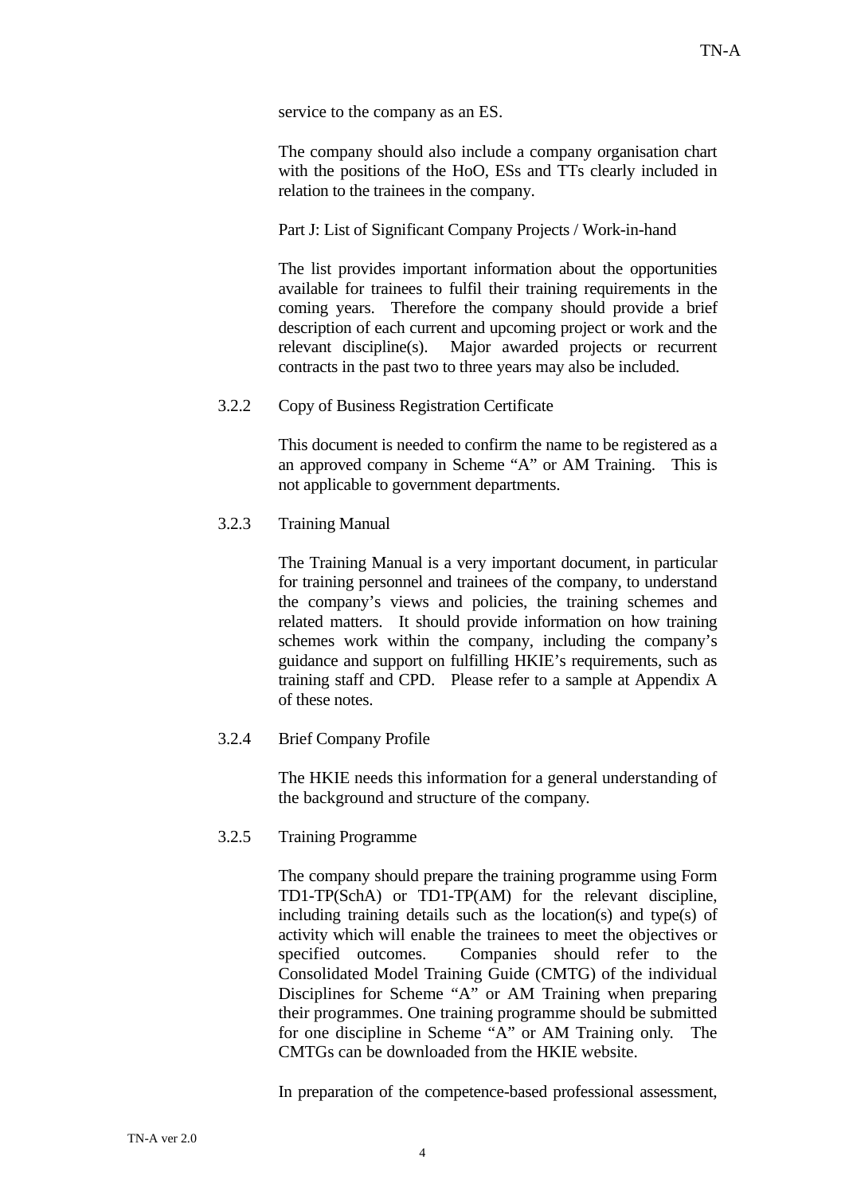service to the company as an ES.

The company should also include a company organisation chart with the positions of the HoO, ESs and TTs clearly included in relation to the trainees in the company.

Part J: List of Significant Company Projects / Work-in-hand

The list provides important information about the opportunities available for trainees to fulfil their training requirements in the coming years. Therefore the company should provide a brief description of each current and upcoming project or work and the relevant discipline(s). Major awarded projects or recurrent contracts in the past two to three years may also be included.

3.2.2 Copy of Business Registration Certificate

This document is needed to confirm the name to be registered as a an approved company in Scheme "A" or AM Training. This is not applicable to government departments.

3.2.3 Training Manual

The Training Manual is a very important document, in particular for training personnel and trainees of the company, to understand the company's views and policies, the training schemes and related matters. It should provide information on how training schemes work within the company, including the company's guidance and support on fulfilling HKIE's requirements, such as training staff and CPD. Please refer to a sample at Appendix A of these notes.

3.2.4 Brief Company Profile

The HKIE needs this information for a general understanding of the background and structure of the company.

3.2.5 Training Programme

The company should prepare the training programme using Form TD1-TP(SchA) or TD1-TP(AM) for the relevant discipline, including training details such as the location(s) and type(s) of activity which will enable the trainees to meet the objectives or specified outcomes. Companies should refer to the Consolidated Model Training Guide (CMTG) of the individual Disciplines for Scheme "A" or AM Training when preparing their programmes. One training programme should be submitted for one discipline in Scheme "A" or AM Training only. The CMTGs can be downloaded from the HKIE website.

In preparation of the competence-based professional assessment,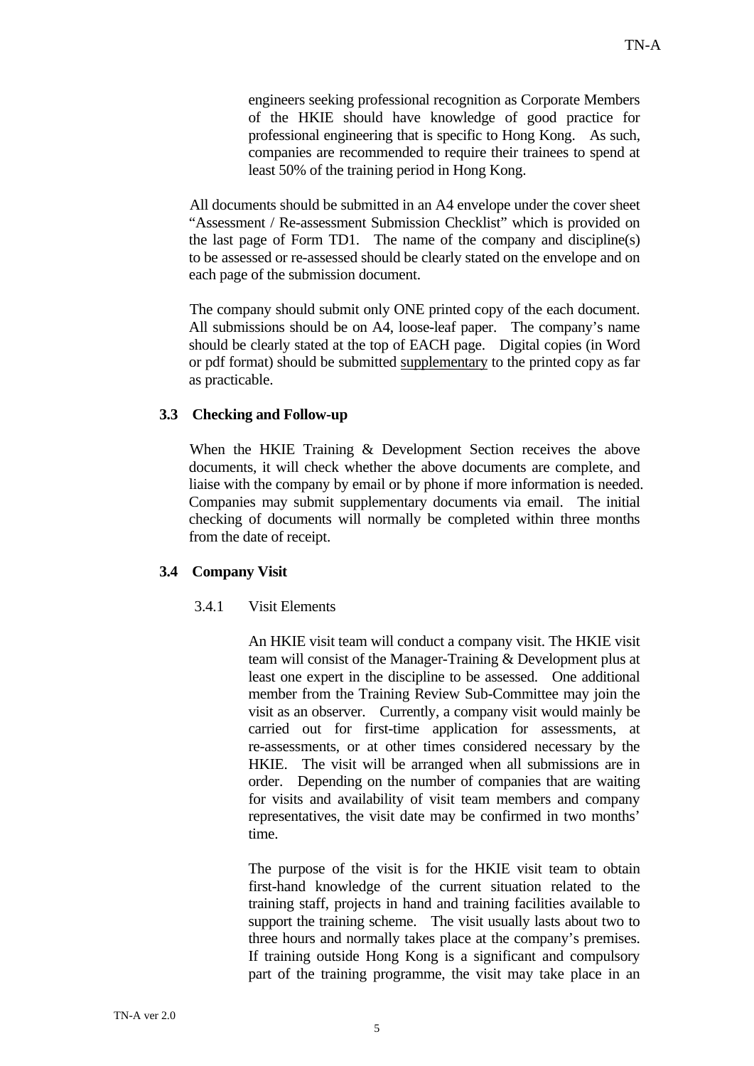engineers seeking professional recognition as Corporate Members of the HKIE should have knowledge of good practice for professional engineering that is specific to Hong Kong. As such, companies are recommended to require their trainees to spend at least 50% of the training period in Hong Kong.

All documents should be submitted in an A4 envelope under the cover sheet "Assessment / Re-assessment Submission Checklist" which is provided on the last page of Form TD1. The name of the company and discipline(s) to be assessed or re-assessed should be clearly stated on the envelope and on each page of the submission document.

The company should submit only ONE printed copy of the each document. All submissions should be on A4, loose-leaf paper. The company's name should be clearly stated at the top of EACH page. Digital copies (in Word or pdf format) should be submitted <u>supplementary</u> to the printed copy as far as practicable.

### 3.3 Checking and Follow-up

When the HKIE Training & Development Section receives the above documents, it will check whether the above documents are complete, and liaise with the company by email or by phone if more information is needed. Companies may submit supplementary documents via email. The initial checking of documents will normally be completed within three months from the date of receipt.

### 3.4 Company Visit

#### 3.4.1 Visit Elements

An HKIE visit team will conduct a company visit. The HKIE visit team will consist of the Manager-Training & Development plus at least one expert in the discipline to be assessed. One additional member from the Training Review Sub-Committee may join the visit as an observer. Currently, a company visit would mainly be carried out for first-time application for assessments, at re-assessments, or at other times considered necessary by the HKIE. The visit will be arranged when all submissions are in order. Depending on the number of companies that are waiting for visits and availability of visit team members and company representatives, the visit date may be confirmed in two months' time.

The purpose of the visit is for the HKIE visit team to obtain first-hand knowledge of the current situation related to the training staff, projects in hand and training facilities available to support the training scheme. The visit usually lasts about two to three hours and normally takes place at the company's premises. If training outside Hong Kong is a significant and compulsory part of the training programme, the visit may take place in an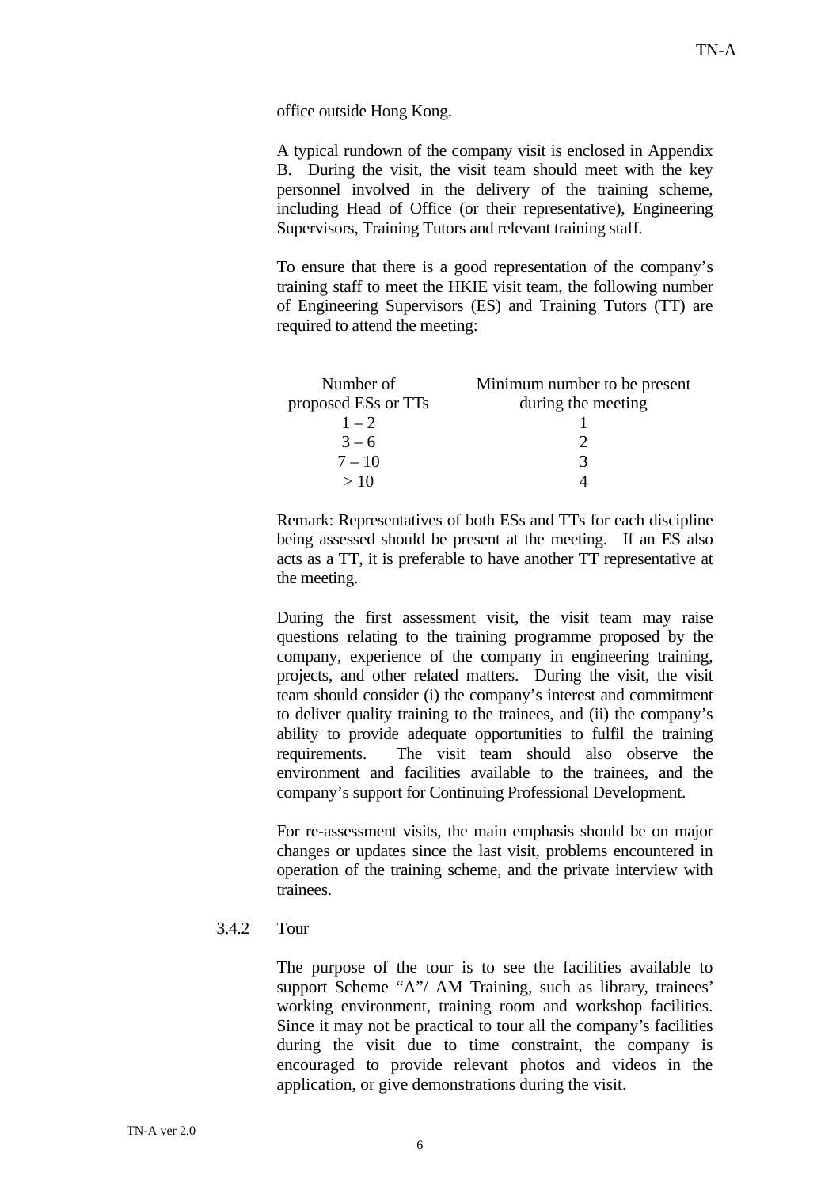office outside Hong Kong.

A typical rundown of the company visit is enclosed in Appendix B. During the visit, the visit team should meet with the key personnel involved in the delivery of the training scheme, including Head of Office (or their representative), Engineering Supervisors, Training Tutors and relevant training staff.

To ensure that there is a good representation of the company's training staff to meet the HKIE visit team, the following number of Engineering Supervisors (ES) and Training Tutors (TT) are required to attend the meeting:

| Number of proposed ESs or TTs | Minimum number to be present during the meeting |
|---|---|
| 1 – 2 | 1 |
| 3 – 6 | 2 |
| 7 – 10 | 3 |
| > 10 | 4 |

Remark: Representatives of both ESs and TTs for each discipline being assessed should be present at the meeting. If an ES also acts as a TT, it is preferable to have another TT representative at the meeting.

During the first assessment visit, the visit team may raise questions relating to the training programme proposed by the company, experience of the company in engineering training, projects, and other related matters. During the visit, the visit team should consider (i) the company's interest and commitment to deliver quality training to the trainees, and (ii) the company's ability to provide adequate opportunities to fulfil the training requirements. The visit team should also observe the environment and facilities available to the trainees, and the company's support for Continuing Professional Development.

For re-assessment visits, the main emphasis should be on major changes or updates since the last visit, problems encountered in operation of the training scheme, and the private interview with trainees.

### 3.4.2 Tour

The purpose of the tour is to see the facilities available to support Scheme "A"/ AM Training, such as library, trainees' working environment, training room and workshop facilities. Since it may not be practical to tour all the company's facilities during the visit due to time constraint, the company is encouraged to provide relevant photos and videos in the application, or give demonstrations during the visit.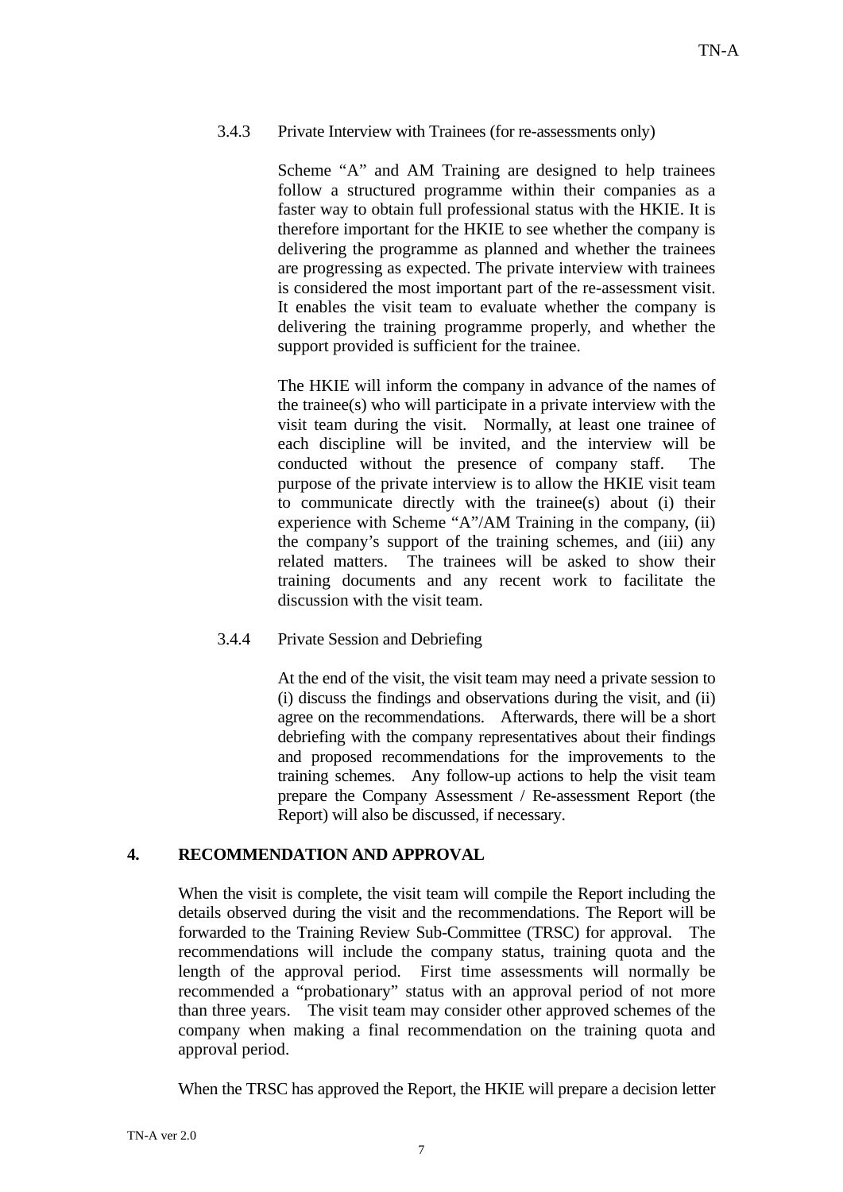#### 3.4.3 Private Interview with Trainees (for re-assessments only)

Scheme “A” and AM Training are designed to help trainees follow a structured programme within their companies as a faster way to obtain full professional status with the HKIE. It is therefore important for the HKIE to see whether the company is delivering the programme as planned and whether the trainees are progressing as expected. The private interview with trainees is considered the most important part of the re-assessment visit. It enables the visit team to evaluate whether the company is delivering the training programme properly, and whether the support provided is sufficient for the trainee.

The HKIE will inform the company in advance of the names of the trainee(s) who will participate in a private interview with the visit team during the visit. Normally, at least one trainee of each discipline will be invited, and the interview will be conducted without the presence of company staff. The purpose of the private interview is to allow the HKIE visit team to communicate directly with the trainee(s) about (i) their experience with Scheme “A”/AM Training in the company, (ii) the company’s support of the training schemes, and (iii) any related matters. The trainees will be asked to show their training documents and any recent work to facilitate the discussion with the visit team.

#### 3.4.4 Private Session and Debriefing

At the end of the visit, the visit team may need a private session to (i) discuss the findings and observations during the visit, and (ii) agree on the recommendations. Afterwards, there will be a short debriefing with the company representatives about their findings and proposed recommendations for the improvements to the training schemes. Any follow-up actions to help the visit team prepare the Company Assessment / Re-assessment Report (the Report) will also be discussed, if necessary.

## 4. RECOMMENDATION AND APPROVAL

When the visit is complete, the visit team will compile the Report including the details observed during the visit and the recommendations. The Report will be forwarded to the Training Review Sub-Committee (TRSC) for approval. The recommendations will include the company status, training quota and the length of the approval period. First time assessments will normally be recommended a “probationary” status with an approval period of not more than three years. The visit team may consider other approved schemes of the company when making a final recommendation on the training quota and approval period.

When the TRSC has approved the Report, the HKIE will prepare a decision letter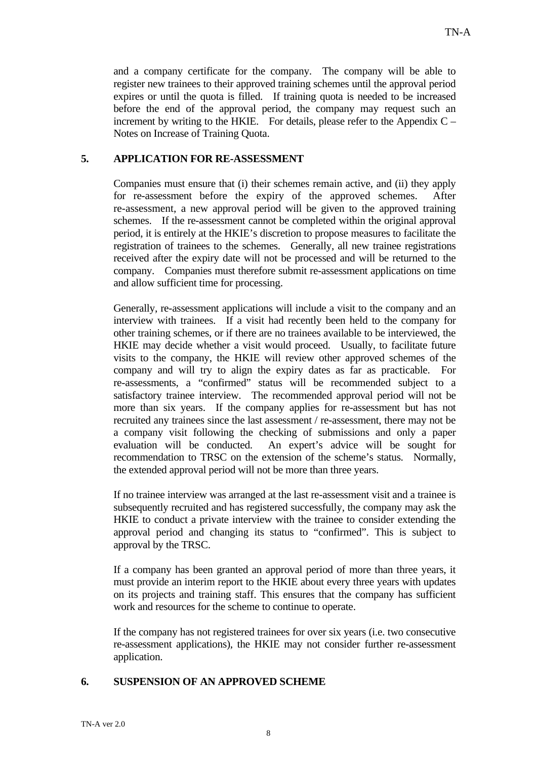and a company certificate for the company. The company will be able to register new trainees to their approved training schemes until the approval period expires or until the quota is filled. If training quota is needed to be increased before the end of the approval period, the company may request such an increment by writing to the HKIE. For details, please refer to the Appendix C – Notes on Increase of Training Quota.

## 5. APPLICATION FOR RE-ASSESSMENT

Companies must ensure that (i) their schemes remain active, and (ii) they apply for re-assessment before the expiry of the approved schemes. After re-assessment, a new approval period will be given to the approved training schemes. If the re-assessment cannot be completed within the original approval period, it is entirely at the HKIE's discretion to propose measures to facilitate the registration of trainees to the schemes. Generally, all new trainee registrations received after the expiry date will not be processed and will be returned to the company. Companies must therefore submit re-assessment applications on time and allow sufficient time for processing.

Generally, re-assessment applications will include a visit to the company and an interview with trainees. If a visit had recently been held to the company for other training schemes, or if there are no trainees available to be interviewed, the HKIE may decide whether a visit would proceed. Usually, to facilitate future visits to the company, the HKIE will review other approved schemes of the company and will try to align the expiry dates as far as practicable. For re-assessments, a "confirmed" status will be recommended subject to a satisfactory trainee interview. The recommended approval period will not be more than six years. If the company applies for re-assessment but has not recruited any trainees since the last assessment / re-assessment, there may not be a company visit following the checking of submissions and only a paper evaluation will be conducted. An expert's advice will be sought for recommendation to TRSC on the extension of the scheme's status. Normally, the extended approval period will not be more than three years.

If no trainee interview was arranged at the last re-assessment visit and a trainee is subsequently recruited and has registered successfully, the company may ask the HKIE to conduct a private interview with the trainee to consider extending the approval period and changing its status to "confirmed". This is subject to approval by the TRSC.

If a company has been granted an approval period of more than three years, it must provide an interim report to the HKIE about every three years with updates on its projects and training staff. This ensures that the company has sufficient work and resources for the scheme to continue to operate.

If the company has not registered trainees for over six years (i.e. two consecutive re-assessment applications), the HKIE may not consider further re-assessment application.

## 6. SUSPENSION OF AN APPROVED SCHEME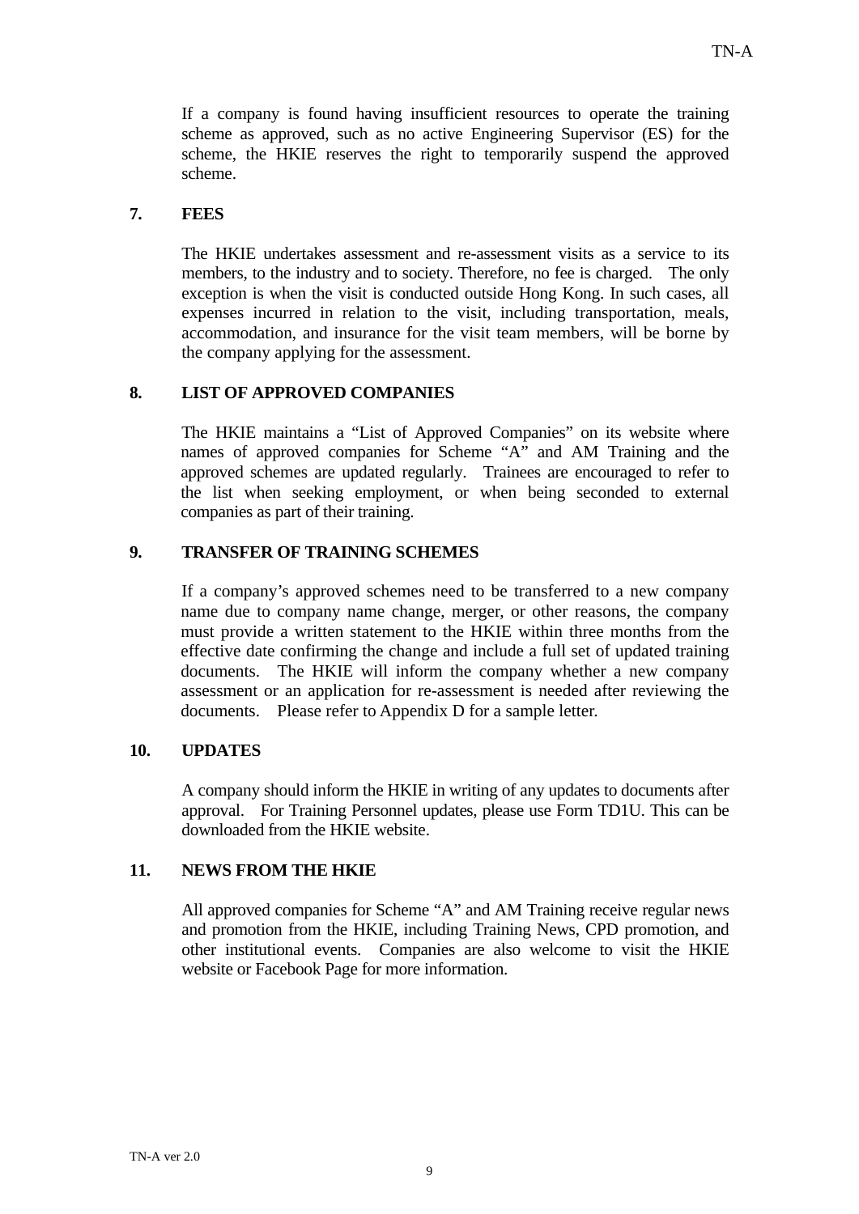If a company is found having insufficient resources to operate the training scheme as approved, such as no active Engineering Supervisor (ES) for the scheme, the HKIE reserves the right to temporarily suspend the approved scheme.

## 7. FEES

The HKIE undertakes assessment and re-assessment visits as a service to its members, to the industry and to society. Therefore, no fee is charged. The only exception is when the visit is conducted outside Hong Kong. In such cases, all expenses incurred in relation to the visit, including transportation, meals, accommodation, and insurance for the visit team members, will be borne by the company applying for the assessment.

## 8. LIST OF APPROVED COMPANIES

The HKIE maintains a "List of Approved Companies" on its website where names of approved companies for Scheme "A" and AM Training and the approved schemes are updated regularly. Trainees are encouraged to refer to the list when seeking employment, or when being seconded to external companies as part of their training.

## 9. TRANSFER OF TRAINING SCHEMES

If a company's approved schemes need to be transferred to a new company name due to company name change, merger, or other reasons, the company must provide a written statement to the HKIE within three months from the effective date confirming the change and include a full set of updated training documents. The HKIE will inform the company whether a new company assessment or an application for re-assessment is needed after reviewing the documents. Please refer to Appendix D for a sample letter.

## 10. UPDATES

A company should inform the HKIE in writing of any updates to documents after approval. For Training Personnel updates, please use Form TD1U. This can be downloaded from the HKIE website.

## 11. NEWS FROM THE HKIE

All approved companies for Scheme "A" and AM Training receive regular news and promotion from the HKIE, including Training News, CPD promotion, and other institutional events. Companies are also welcome to visit the HKIE website or Facebook Page for more information.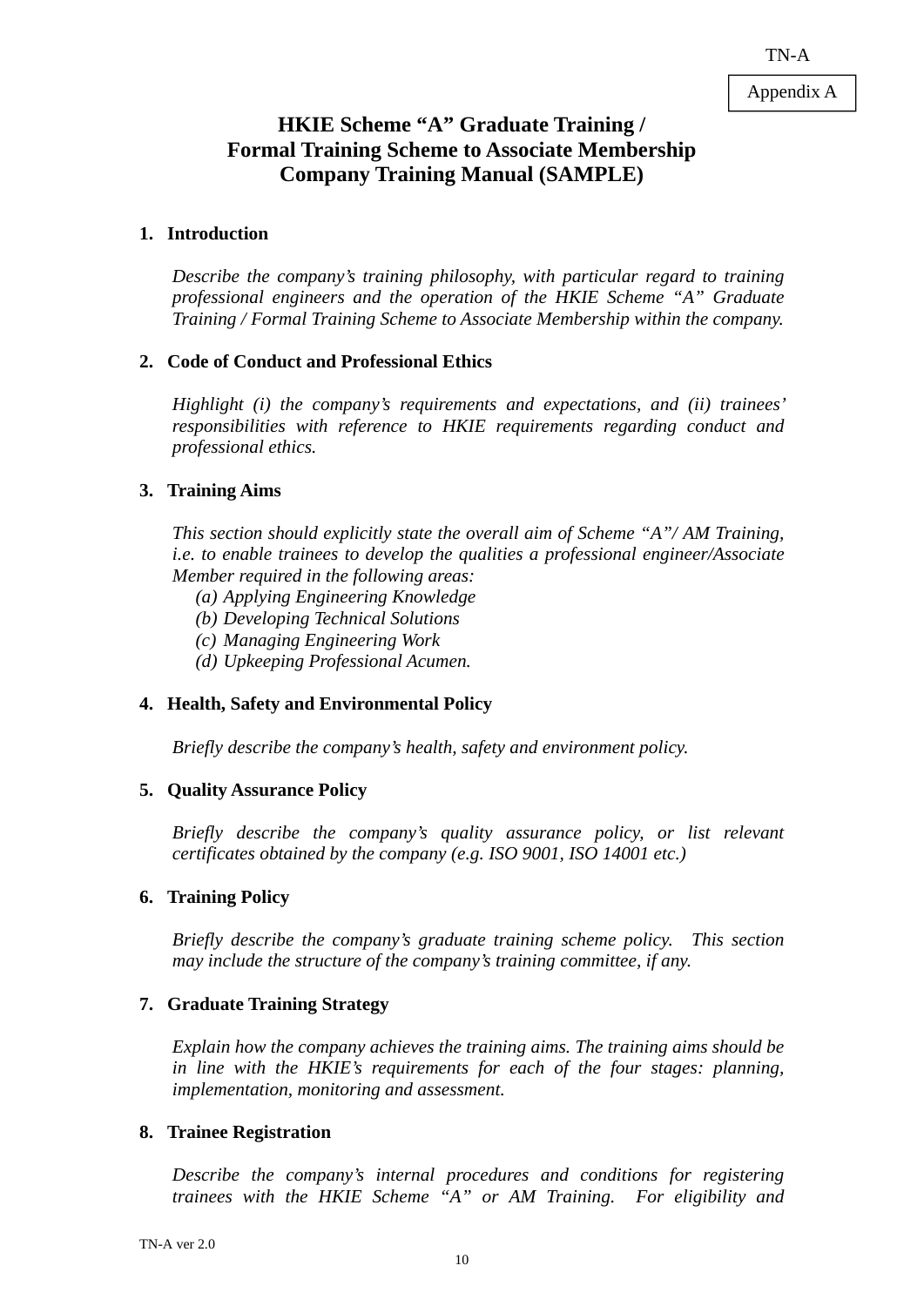Appendix A

# HKIE Scheme "A" Graduate Training / Formal Training Scheme to Associate Membership Company Training Manual (SAMPLE)

## 1. Introduction

*Describe the company's training philosophy, with particular regard to training professional engineers and the operation of the HKIE Scheme "A" Graduate Training / Formal Training Scheme to Associate Membership within the company.*

## 2. Code of Conduct and Professional Ethics

*Highlight (i) the company's requirements and expectations, and (ii) trainees' responsibilities with reference to HKIE requirements regarding conduct and professional ethics.*

## 3. Training Aims

*This section should explicitly state the overall aim of Scheme "A"/ AM Training, i.e. to enable trainees to develop the qualities a professional engineer/Associate Member required in the following areas:*

*(a) Applying Engineering Knowledge*
*(b) Developing Technical Solutions*
*(c) Managing Engineering Work*
*(d) Upkeeping Professional Acumen.*

## 4. Health, Safety and Environmental Policy

*Briefly describe the company's health, safety and environment policy.*

## 5. Quality Assurance Policy

*Briefly describe the company's quality assurance policy, or list relevant certificates obtained by the company (e.g. ISO 9001, ISO 14001 etc.)*

## 6. Training Policy

*Briefly describe the company's graduate training scheme policy. This section may include the structure of the company's training committee, if any.*

## 7. Graduate Training Strategy

*Explain how the company achieves the training aims. The training aims should be in line with the HKIE's requirements for each of the four stages: planning, implementation, monitoring and assessment.*

## 8. Trainee Registration

*Describe the company's internal procedures and conditions for registering trainees with the HKIE Scheme "A" or AM Training. For eligibility and*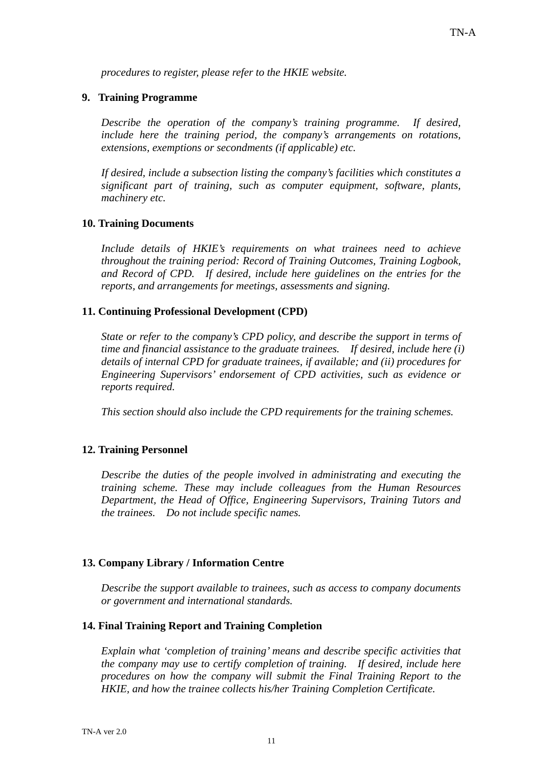*procedures to register, please refer to the HKIE website.*

**9. Training Programme**

*Describe the operation of the company's training programme. If desired, include here the training period, the company's arrangements on rotations, extensions, exemptions or secondments (if applicable) etc.*

*If desired, include a subsection listing the company's facilities which constitutes a significant part of training, such as computer equipment, software, plants, machinery etc.*

**10. Training Documents**

*Include details of HKIE's requirements on what trainees need to achieve throughout the training period: Record of Training Outcomes, Training Logbook, and Record of CPD. If desired, include here guidelines on the entries for the reports, and arrangements for meetings, assessments and signing.*

**11. Continuing Professional Development (CPD)**

*State or refer to the company's CPD policy, and describe the support in terms of time and financial assistance to the graduate trainees. If desired, include here (i) details of internal CPD for graduate trainees, if available; and (ii) procedures for Engineering Supervisors' endorsement of CPD activities, such as evidence or reports required.*

*This section should also include the CPD requirements for the training schemes.*

**12. Training Personnel**

*Describe the duties of the people involved in administrating and executing the training scheme. These may include colleagues from the Human Resources Department, the Head of Office, Engineering Supervisors, Training Tutors and the trainees. Do not include specific names.*

**13. Company Library / Information Centre**

*Describe the support available to trainees, such as access to company documents or government and international standards.*

**14. Final Training Report and Training Completion**

*Explain what 'completion of training' means and describe specific activities that the company may use to certify completion of training. If desired, include here procedures on how the company will submit the Final Training Report to the HKIE, and how the trainee collects his/her Training Completion Certificate.*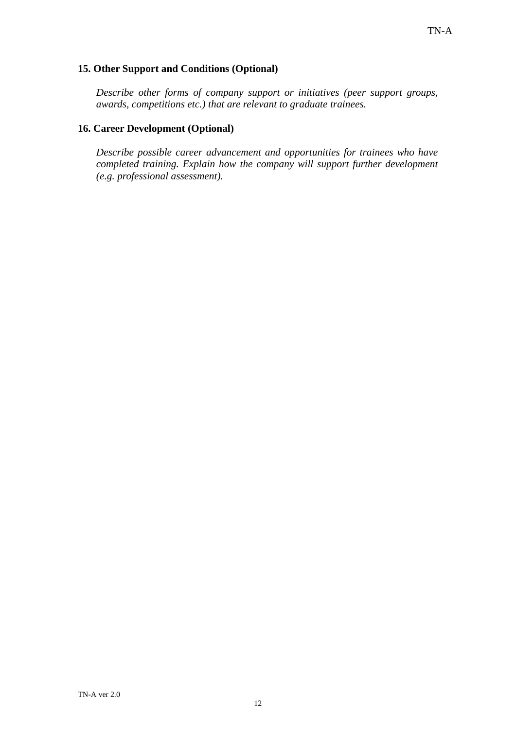**15. Other Support and Conditions (Optional)**

*Describe other forms of company support or initiatives (peer support groups, awards, competitions etc.) that are relevant to graduate trainees.*

**16. Career Development (Optional)**

*Describe possible career advancement and opportunities for trainees who have completed training. Explain how the company will support further development (e.g. professional assessment).*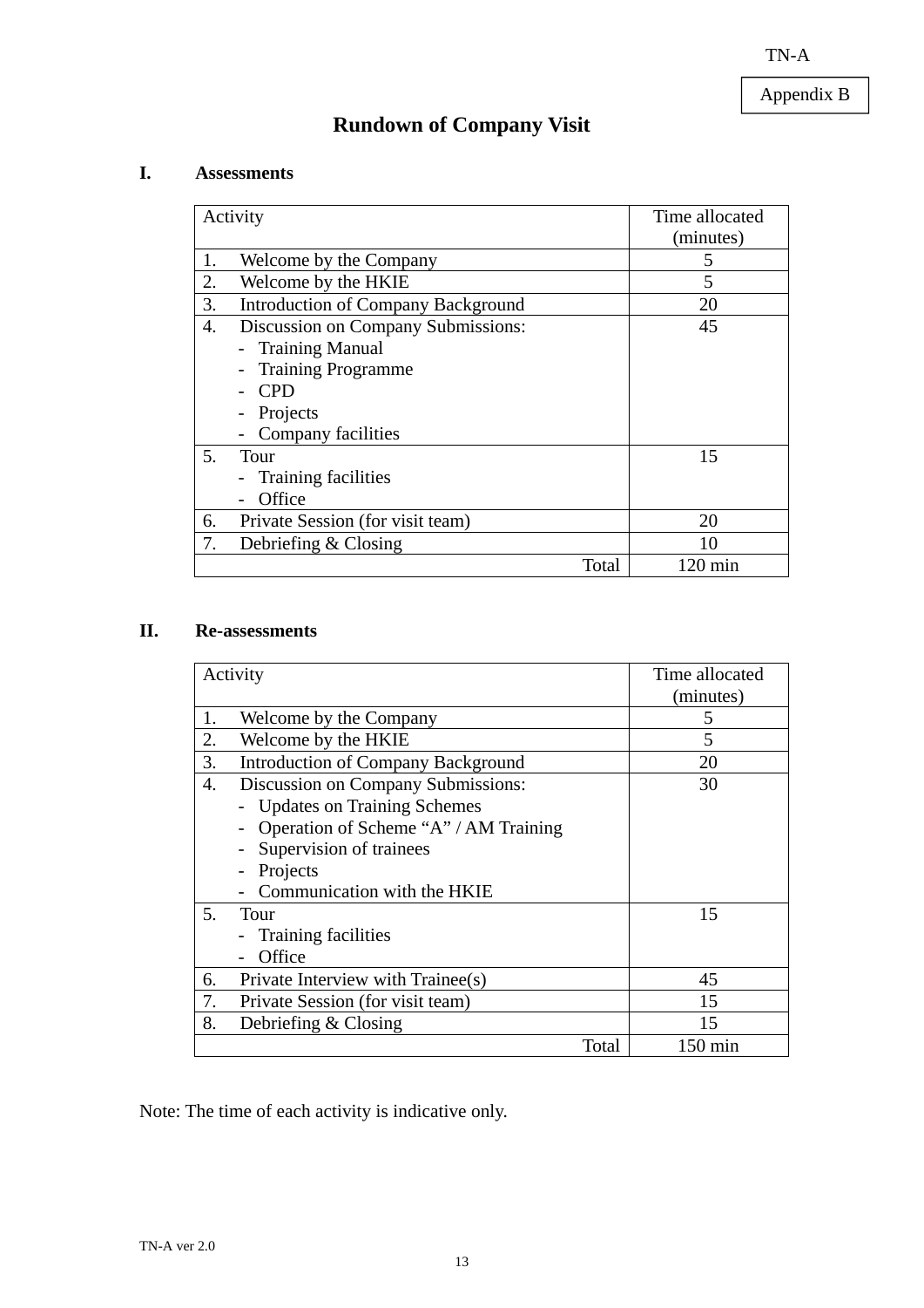Appendix B

# Rundown of Company Visit

## I. Assessments

| Activity | Time allocated (minutes) |
|---|---|
| 1. Welcome by the Company | 5 |
| 2. Welcome by the HKIE | 5 |
| 3. Introduction of Company Background | 20 |
| 4. Discussion on Company Submissions:<br>- Training Manual<br>- Training Programme<br>- CPD<br>- Projects<br>- Company facilities | 45 |
| 5. Tour<br>- Training facilities<br>- Office | 15 |
| 6. Private Session (for visit team) | 20 |
| 7. Debriefing & Closing | 10 |
| Total | 120 min |

## II. Re-assessments

| Activity | Time allocated (minutes) |
|---|---|
| 1. Welcome by the Company | 5 |
| 2. Welcome by the HKIE | 5 |
| 3. Introduction of Company Background | 20 |
| 4. Discussion on Company Submissions:<br>- Updates on Training Schemes<br>- Operation of Scheme "A" / AM Training<br>- Supervision of trainees<br>- Projects<br>- Communication with the HKIE | 30 |
| 5. Tour<br>- Training facilities<br>- Office | 15 |
| 6. Private Interview with Trainee(s) | 45 |
| 7. Private Session (for visit team) | 15 |
| 8. Debriefing & Closing | 15 |
| Total | 150 min |

Note: The time of each activity is indicative only.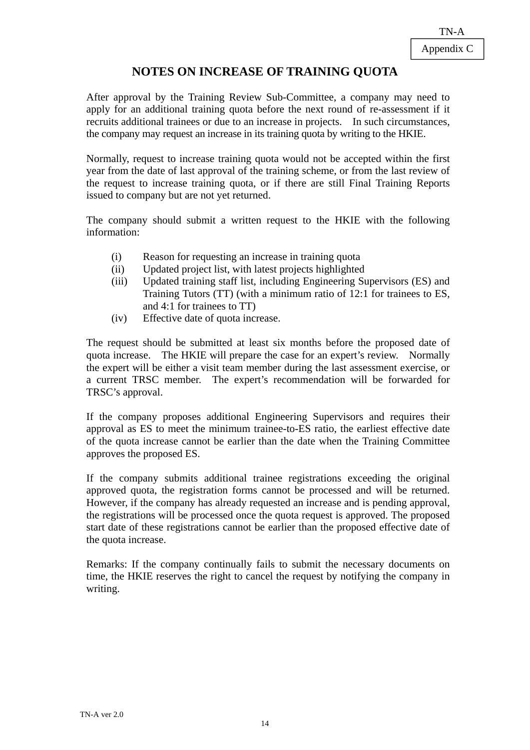Appendix C

# NOTES ON INCREASE OF TRAINING QUOTA

After approval by the Training Review Sub-Committee, a company may need to apply for an additional training quota before the next round of re-assessment if it recruits additional trainees or due to an increase in projects. In such circumstances, the company may request an increase in its training quota by writing to the HKIE.

Normally, request to increase training quota would not be accepted within the first year from the date of last approval of the training scheme, or from the last review of the request to increase training quota, or if there are still Final Training Reports issued to company but are not yet returned.

The company should submit a written request to the HKIE with the following information:

(i) Reason for requesting an increase in training quota
(ii) Updated project list, with latest projects highlighted
(iii) Updated training staff list, including Engineering Supervisors (ES) and Training Tutors (TT) (with a minimum ratio of 12:1 for trainees to ES, and 4:1 for trainees to TT)
(iv) Effective date of quota increase.

The request should be submitted at least six months before the proposed date of quota increase. The HKIE will prepare the case for an expert's review. Normally the expert will be either a visit team member during the last assessment exercise, or a current TRSC member. The expert's recommendation will be forwarded for TRSC's approval.

If the company proposes additional Engineering Supervisors and requires their approval as ES to meet the minimum trainee-to-ES ratio, the earliest effective date of the quota increase cannot be earlier than the date when the Training Committee approves the proposed ES.

If the company submits additional trainee registrations exceeding the original approved quota, the registration forms cannot be processed and will be returned. However, if the company has already requested an increase and is pending approval, the registrations will be processed once the quota request is approved. The proposed start date of these registrations cannot be earlier than the proposed effective date of the quota increase.

Remarks: If the company continually fails to submit the necessary documents on time, the HKIE reserves the right to cancel the request by notifying the company in writing.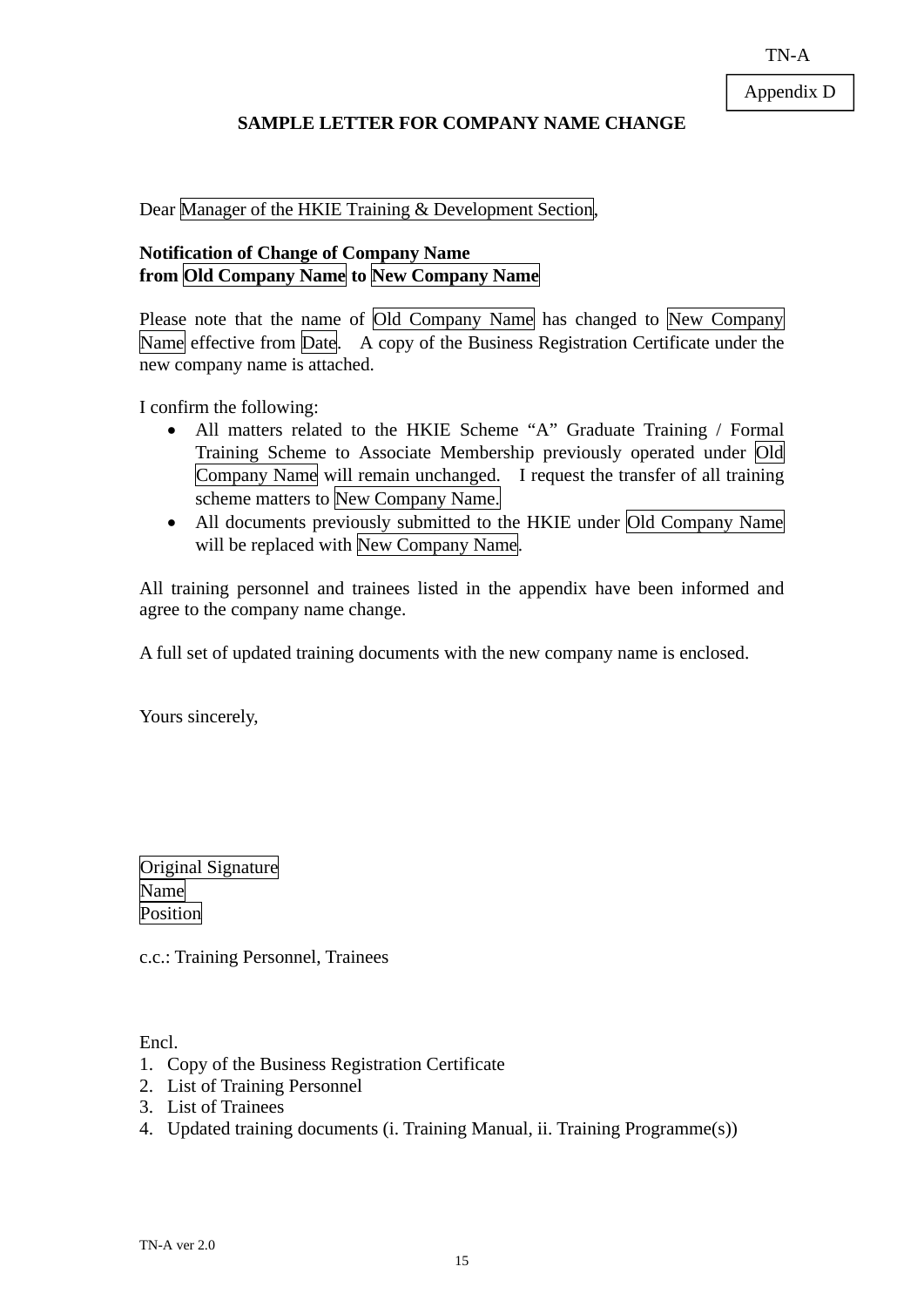Appendix D

## SAMPLE LETTER FOR COMPANY NAME CHANGE

Dear Manager of the HKIE Training & Development Section,

**Notification of Change of Company Name**
**from Old Company Name to New Company Name**

Please note that the name of Old Company Name has changed to New Company Name effective from Date. A copy of the Business Registration Certificate under the new company name is attached.

I confirm the following:

- All matters related to the HKIE Scheme "A" Graduate Training / Formal Training Scheme to Associate Membership previously operated under Old Company Name will remain unchanged. I request the transfer of all training scheme matters to New Company Name.
- All documents previously submitted to the HKIE under Old Company Name will be replaced with New Company Name.

All training personnel and trainees listed in the appendix have been informed and agree to the company name change.

A full set of updated training documents with the new company name is enclosed.

Yours sincerely,

Original Signature
Name
Position

c.c.: Training Personnel, Trainees

Encl.

1. Copy of the Business Registration Certificate
2. List of Training Personnel
3. List of Trainees
4. Updated training documents (i. Training Manual, ii. Training Programme(s))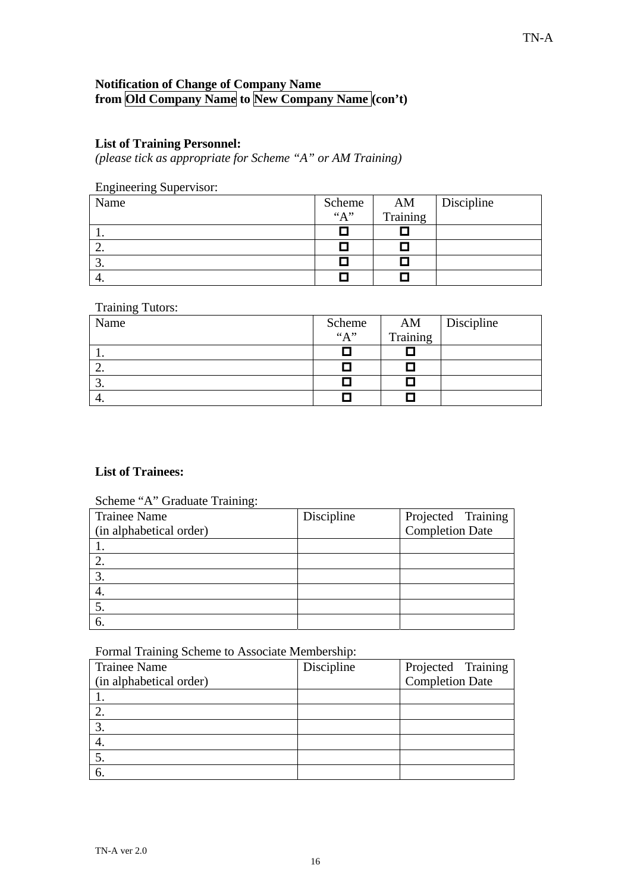**Notification of Change of Company Name**
**from Old Company Name to New Company Name (con't)**

**List of Training Personnel:**
*(please tick as appropriate for Scheme "A" or AM Training)*

Engineering Supervisor:

| Name | Scheme "A" | AM Training | Discipline |
|---|---|---|---|
| 1. | ☐ | ☐ | |
| 2. | ☐ | ☐ | |
| 3. | ☐ | ☐ | |
| 4. | ☐ | ☐ | |

Training Tutors:

| Name | Scheme "A" | AM Training | Discipline |
|---|---|---|---|
| 1. | ☐ | ☐ | |
| 2. | ☐ | ☐ | |
| 3. | ☐ | ☐ | |
| 4. | ☐ | ☐ | |

**List of Trainees:**

Scheme "A" Graduate Training:

| Trainee Name (in alphabetical order) | Discipline | Projected Training Completion Date |
|---|---|---|
| 1. | | |
| 2. | | |
| 3. | | |
| 4. | | |
| 5. | | |
| 6. | | |

Formal Training Scheme to Associate Membership:

| Trainee Name (in alphabetical order) | Discipline | Projected Training Completion Date |
|---|---|---|
| 1. | | |
| 2. | | |
| 3. | | |
| 4. | | |
| 5. | | |
| 6. | | |